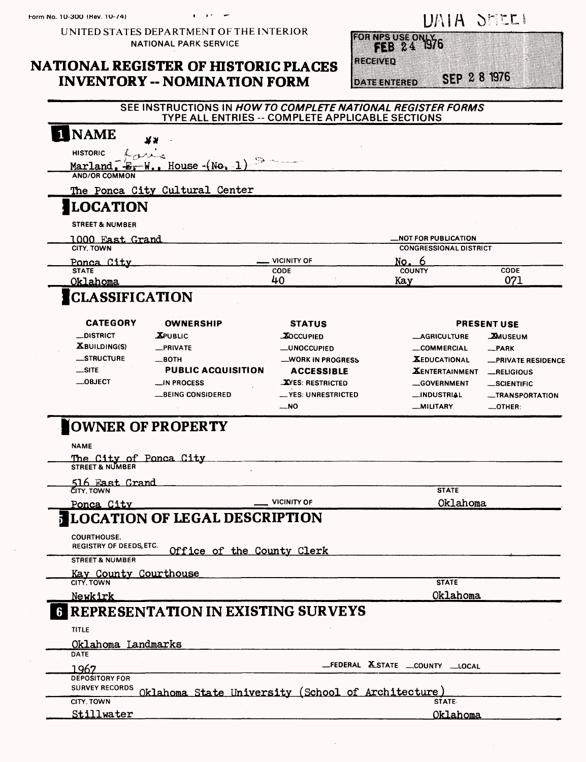Form No. 10-300 (Rev. 10-74)

UNITED STATES DEPARTMENT OF THE INTERIOR
NATIONAL PARK SERVICE

DATA SHEET

# NATIONAL REGISTER OF HISTORIC PLACES INVENTORY -- NOMINATION FORM

FOR NPS USE ONLY
RECEIVED FEB 24 1976
DATE ENTERED SEP 28 1976

SEE INSTRUCTIONS IN *HOW TO COMPLETE NATIONAL REGISTER FORMS*
TYPE ALL ENTRIES -- COMPLETE APPLICABLE SECTIONS

## 1 NAME

HISTORIC
Marland, ~~E. W.,~~ House ~~(No. 1)~~

AND/OR COMMON
The Ponca City Cultural Center

## 2 LOCATION

STREET & NUMBER
1000 East Grand

\_NOT FOR PUBLICATION

CITY, TOWN
Ponca City — VICINITY OF

CONGRESSIONAL DISTRICT
No. 6

| STATE | CODE | COUNTY | CODE |
| --- | --- | --- | --- |
| Oklahoma | 40 | Kay | 071 |

## 3 CLASSIFICATION

| CATEGORY | OWNERSHIP | STATUS | PRESENT USE | |
| --- | --- | --- | --- | --- |
| \_DISTRICT | X PUBLIC | X OCCUPIED | \_AGRICULTURE | X MUSEUM |
| X BUILDING(S) | \_PRIVATE | \_UNOCCUPIED | \_COMMERCIAL | \_PARK |
| \_STRUCTURE | \_BOTH | \_WORK IN PROGRESS | X EDUCATIONAL | \_PRIVATE RESIDENCE |
| \_SITE | PUBLIC ACQUISITION | ACCESSIBLE | X ENTERTAINMENT | \_RELIGIOUS |
| \_OBJECT | \_IN PROCESS | X YES: RESTRICTED | \_GOVERNMENT | \_SCIENTIFIC |
| | \_BEING CONSIDERED | \_YES: UNRESTRICTED | \_INDUSTRIAL | \_TRANSPORTATION |
| | | \_NO | \_MILITARY | \_OTHER: |

## 4 OWNER OF PROPERTY

NAME
The City of Ponca City

STREET & NUMBER
516 East Grand

CITY, TOWN
Ponca City — VICINITY OF

STATE
Oklahoma

## 5 LOCATION OF LEGAL DESCRIPTION

COURTHOUSE, REGISTRY OF DEEDS, ETC.
Office of the County Clerk

STREET & NUMBER
Kay County Courthouse

CITY, TOWN
Newkirk

STATE
Oklahoma

## 6 REPRESENTATION IN EXISTING SURVEYS

TITLE
Oklahoma Landmarks

DATE
1967

\_FEDERAL X STATE \_COUNTY \_LOCAL

DEPOSITORY FOR SURVEY RECORDS
Oklahoma State University (School of Architecture)

CITY, TOWN
Stillwater

STATE
Oklahoma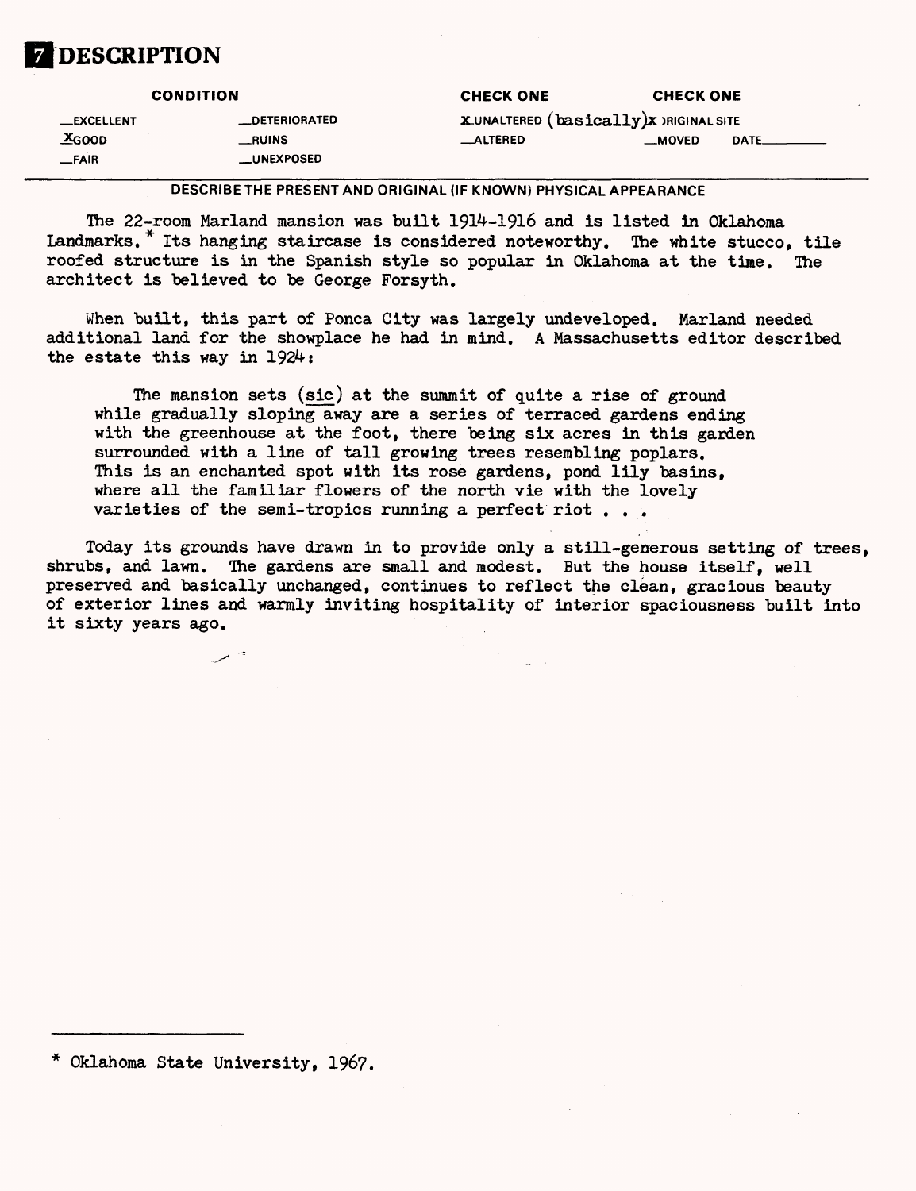# 7 DESCRIPTION

| CONDITION | | CHECK ONE | CHECK ONE |
|---|---|---|---|
| __EXCELLENT | __DETERIORATED | X UNALTERED (basically) | X ORIGINAL SITE |
| X GOOD | __RUINS | __ALTERED | __MOVED DATE______ |
| __FAIR | __UNEXPOSED | | |

DESCRIBE THE PRESENT AND ORIGINAL (IF KNOWN) PHYSICAL APPEARANCE

The 22-room Marland mansion was built 1914-1916 and is listed in Oklahoma Landmarks.* Its hanging staircase is considered noteworthy. The white stucco, tile roofed structure is in the Spanish style so popular in Oklahoma at the time. The architect is believed to be George Forsyth.

When built, this part of Ponca City was largely undeveloped. Marland needed additional land for the showplace he had in mind. A Massachusetts editor described the estate this way in 1924:

> The mansion sets (sic) at the summit of quite a rise of ground while gradually sloping away are a series of terraced gardens ending with the greenhouse at the foot, there being six acres in this garden surrounded with a line of tall growing trees resembling poplars. This is an enchanted spot with its rose gardens, pond lily basins, where all the familiar flowers of the north vie with the lovely varieties of the semi-tropics running a perfect riot . . .

Today its grounds have drawn in to provide only a still-generous setting of trees, shrubs, and lawn. The gardens are small and modest. But the house itself, well preserved and basically unchanged, continues to reflect the clean, gracious beauty of exterior lines and warmly inviting hospitality of interior spaciousness built into it sixty years ago.

---

* Oklahoma State University, 1967.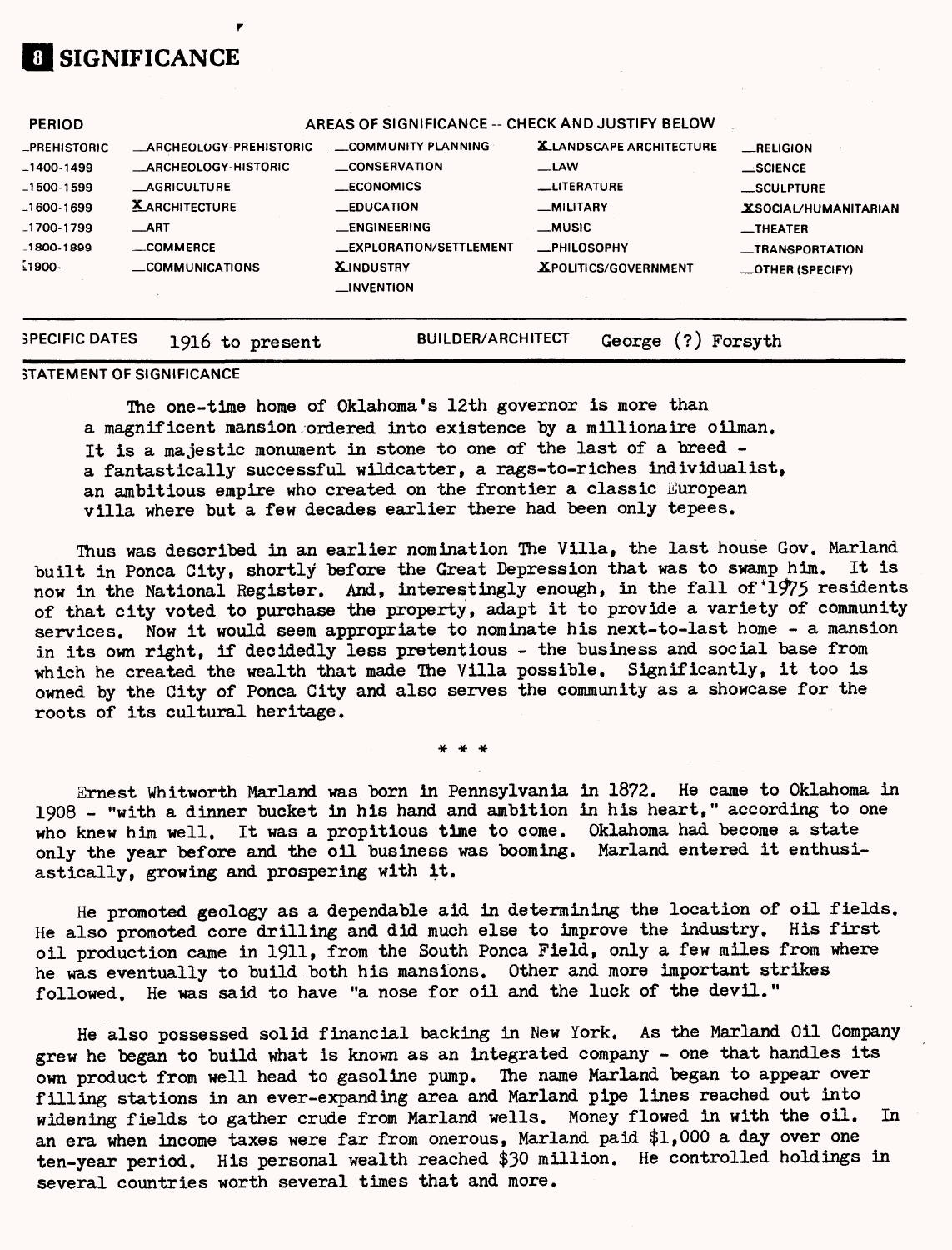# 8 SIGNIFICANCE

| PERIOD | AREAS OF SIGNIFICANCE -- CHECK AND JUSTIFY BELOW | | | |
|---|---|---|---|---|
| _PREHISTORIC | _ARCHEOLOGY-PREHISTORIC | _COMMUNITY PLANNING | X LANDSCAPE ARCHITECTURE | _RELIGION |
| _1400-1499 | _ARCHEOLOGY-HISTORIC | _CONSERVATION | _LAW | _SCIENCE |
| _1500-1599 | _AGRICULTURE | _ECONOMICS | _LITERATURE | _SCULPTURE |
| _1600-1699 | X ARCHITECTURE | _EDUCATION | _MILITARY | X SOCIAL/HUMANITARIAN |
| _1700-1799 | _ART | _ENGINEERING | _MUSIC | _THEATER |
| _1800-1899 | _COMMERCE | _EXPLORATION/SETTLEMENT | _PHILOSOPHY | _TRANSPORTATION |
| X 1900- | _COMMUNICATIONS | X INDUSTRY | X POLITICS/GOVERNMENT | _OTHER (SPECIFY) |
| | | _INVENTION | | |

SPECIFIC DATES 1916 to present BUILDER/ARCHITECT George (?) Forsyth

STATEMENT OF SIGNIFICANCE

> The one-time home of Oklahoma's 12th governor is more than a magnificent mansion ordered into existence by a millionaire oilman. It is a majestic monument in stone to one of the last of a breed - a fantastically successful wildcatter, a rags-to-riches individualist, an ambitious empire who created on the frontier a classic European villa where but a few decades earlier there had been only tepees.

Thus was described in an earlier nomination The Villa, the last house Gov. Marland built in Ponca City, shortly before the Great Depression that was to swamp him. It is now in the National Register. And, interestingly enough, in the fall of 1975 residents of that city voted to purchase the property, adapt it to provide a variety of community services. Now it would seem appropriate to nominate his next-to-last home - a mansion in its own right, if decidedly less pretentious - the business and social base from which he created the wealth that made The Villa possible. Significantly, it too is owned by the City of Ponca City and also serves the community as a showcase for the roots of its cultural heritage.

\* \* \*

Ernest Whitworth Marland was born in Pennsylvania in 1872. He came to Oklahoma in 1908 - "with a dinner bucket in his hand and ambition in his heart," according to one who knew him well. It was a propitious time to come. Oklahoma had become a state only the year before and the oil business was booming. Marland entered it enthusiastically, growing and prospering with it.

He promoted geology as a dependable aid in determining the location of oil fields. He also promoted core drilling and did much else to improve the industry. His first oil production came in 1911, from the South Ponca Field, only a few miles from where he was eventually to build both his mansions. Other and more important strikes followed. He was said to have "a nose for oil and the luck of the devil."

He also possessed solid financial backing in New York. As the Marland Oil Company grew he began to build what is known as an integrated company - one that handles its own product from well head to gasoline pump. The name Marland began to appear over filling stations in an ever-expanding area and Marland pipe lines reached out into widening fields to gather crude from Marland wells. Money flowed in with the oil. In an era when income taxes were far from onerous, Marland paid $1,000 a day over one ten-year period. His personal wealth reached $30 million. He controlled holdings in several countries worth several times that and more.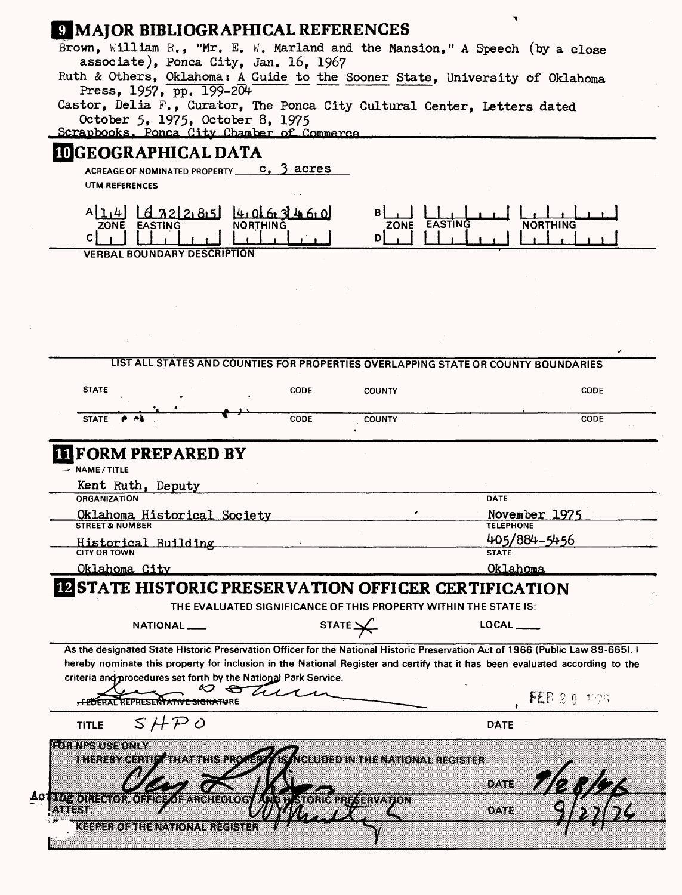## 9 MAJOR BIBLIOGRAPHICAL REFERENCES

Brown, William R., "Mr. E. W. Marland and the Mansion," A Speech (by a close associate), Ponca City, Jan. 16, 1967

Ruth & Others, Oklahoma: A Guide to the Sooner State, University of Oklahoma Press, 1957, pp. 199-204

Castor, Delia F., Curator, The Ponca City Cultural Center, Letters dated October 5, 1975, October 8, 1975

Scrapbooks, Ponca City Chamber of Commerce

## 10 GEOGRAPHICAL DATA

ACREAGE OF NOMINATED PROPERTY c. 3 acres

UTM REFERENCES

| | ZONE | EASTING | NORTHING | | ZONE | EASTING | NORTHING |
|---|---|---|---|---|---|---|---|
| A | 14 | 672285 | 4063460 | B | | | |
| C | | | | D | | | |

VERBAL BOUNDARY DESCRIPTION

LIST ALL STATES AND COUNTIES FOR PROPERTIES OVERLAPPING STATE OR COUNTY BOUNDARIES

| STATE | CODE | COUNTY | CODE |
|---|---|---|---|
| STATE | CODE | COUNTY | CODE |

## 11 FORM PREPARED BY

NAME / TITLE
Kent Ruth, Deputy

ORGANIZATION
Oklahoma Historical Society

DATE
November 1975

STREET & NUMBER
Historical Building

TELEPHONE
405/884-5456

CITY OR TOWN
Oklahoma City

STATE
Oklahoma

## 12 STATE HISTORIC PRESERVATION OFFICER CERTIFICATION

THE EVALUATED SIGNIFICANCE OF THIS PROPERTY WITHIN THE STATE IS:

NATIONAL ___ STATE X LOCAL ___

As the designated State Historic Preservation Officer for the National Historic Preservation Act of 1966 (Public Law 89-665), I hereby nominate this property for inclusion in the National Register and certify that it has been evaluated according to the criteria and procedures set forth by the National Park Service.

FEDERAL REPRESENTATIVE SIGNATURE

DATE FEB 20 1976

TITLE SHPO

FOR NPS USE ONLY

I HEREBY CERTIFY THAT THIS PROPERTY IS INCLUDED IN THE NATIONAL REGISTER

DATE 9/28/76

Acting DIRECTOR, OFFICE OF ARCHEOLOGY AND HISTORIC PRESERVATION

ATTEST:

DATE 9/27/76

KEEPER OF THE NATIONAL REGISTER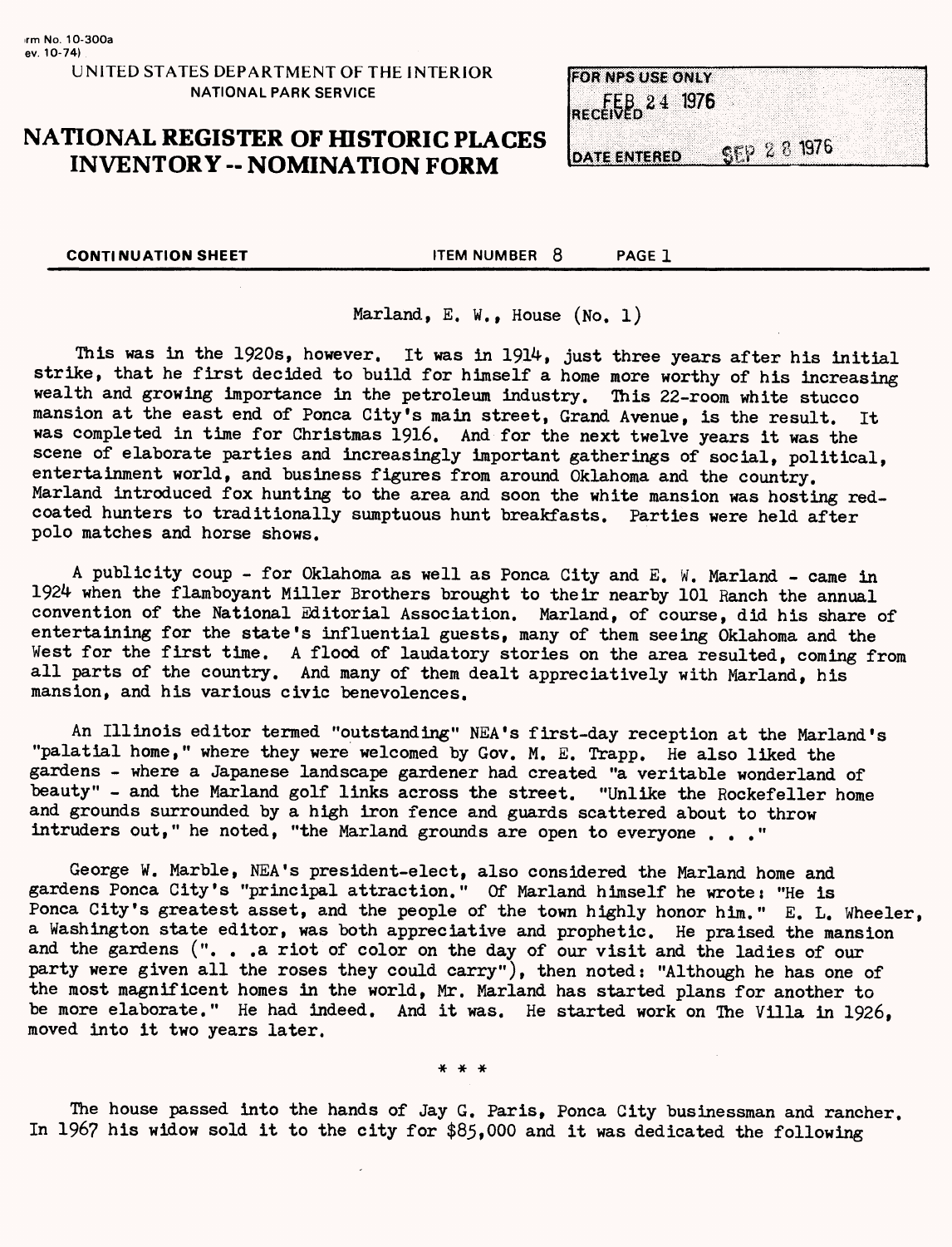Form No. 10-300a
(Rev. 10-74)

UNITED STATES DEPARTMENT OF THE INTERIOR
NATIONAL PARK SERVICE

# NATIONAL REGISTER OF HISTORIC PLACES INVENTORY -- NOMINATION FORM

FOR NPS USE ONLY
RECEIVED FEB 24 1976
DATE ENTERED SEP 28 1976

CONTINUATION SHEET ITEM NUMBER 8 PAGE 1

Marland, E. W., House (No. 1)

This was in the 1920s, however. It was in 1914, just three years after his initial strike, that he first decided to build for himself a home more worthy of his increasing wealth and growing importance in the petroleum industry. This 22-room white stucco mansion at the east end of Ponca City's main street, Grand Avenue, is the result. It was completed in time for Christmas 1916. And for the next twelve years it was the scene of elaborate parties and increasingly important gatherings of social, political, entertainment world, and business figures from around Oklahoma and the country. Marland introduced fox hunting to the area and soon the white mansion was hosting red-coated hunters to traditionally sumptuous hunt breakfasts. Parties were held after polo matches and horse shows.

A publicity coup - for Oklahoma as well as Ponca City and E. W. Marland - came in 1924 when the flamboyant Miller Brothers brought to their nearby 101 Ranch the annual convention of the National Editorial Association. Marland, of course, did his share of entertaining for the state's influential guests, many of them seeing Oklahoma and the West for the first time. A flood of laudatory stories on the area resulted, coming from all parts of the country. And many of them dealt appreciatively with Marland, his mansion, and his various civic benevolences.

An Illinois editor termed "outstanding" NEA's first-day reception at the Marland's "palatial home," where they were welcomed by Gov. M. E. Trapp. He also liked the gardens - where a Japanese landscape gardener had created "a veritable wonderland of beauty" - and the Marland golf links across the street. "Unlike the Rockefeller home and grounds surrounded by a high iron fence and guards scattered about to throw intruders out," he noted, "the Marland grounds are open to everyone . . ."

George W. Marble, NEA's president-elect, also considered the Marland home and gardens Ponca City's "principal attraction." Of Marland himself he wrote: "He is Ponca City's greatest asset, and the people of the town highly honor him." E. L. Wheeler, a Washington state editor, was both appreciative and prophetic. He praised the mansion and the gardens (". . .a riot of color on the day of our visit and the ladies of our party were given all the roses they could carry"), then noted: "Although he has one of the most magnificent homes in the world, Mr. Marland has started plans for another to be more elaborate." He had indeed. And it was. He started work on The Villa in 1926, moved into it two years later.

\* \* \*

The house passed into the hands of Jay G. Paris, Ponca City businessman and rancher. In 1967 his widow sold it to the city for $85,000 and it was dedicated the following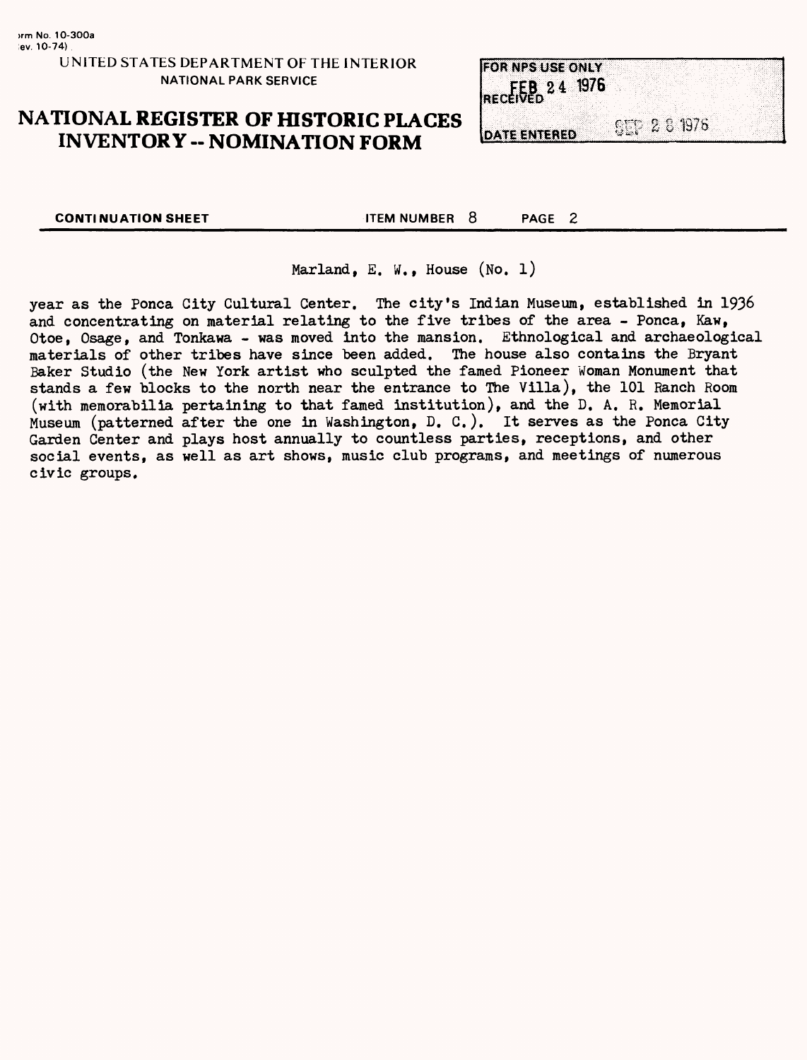Form No. 10-300a
(Rev. 10-74)

UNITED STATES DEPARTMENT OF THE INTERIOR
NATIONAL PARK SERVICE

# NATIONAL REGISTER OF HISTORIC PLACES INVENTORY -- NOMINATION FORM

| FOR NPS USE ONLY | |
|---|---|
| RECEIVED | FEB 24 1976 |
| DATE ENTERED | SEP 28 1976 |

CONTINUATION SHEET ITEM NUMBER 8 PAGE 2

Marland, E. W., House (No. 1)

year as the Ponca City Cultural Center. The city's Indian Museum, established in 1936 and concentrating on material relating to the five tribes of the area - Ponca, Kaw, Otoe, Osage, and Tonkawa - was moved into the mansion. Ethnological and archaeological materials of other tribes have since been added. The house also contains the Bryant Baker Studio (the New York artist who sculpted the famed Pioneer Woman Monument that stands a few blocks to the north near the entrance to The Villa), the 101 Ranch Room (with memorabilia pertaining to that famed institution), and the D. A. R. Memorial Museum (patterned after the one in Washington, D. C.). It serves as the Ponca City Garden Center and plays host annually to countless parties, receptions, and other social events, as well as art shows, music club programs, and meetings of numerous civic groups.